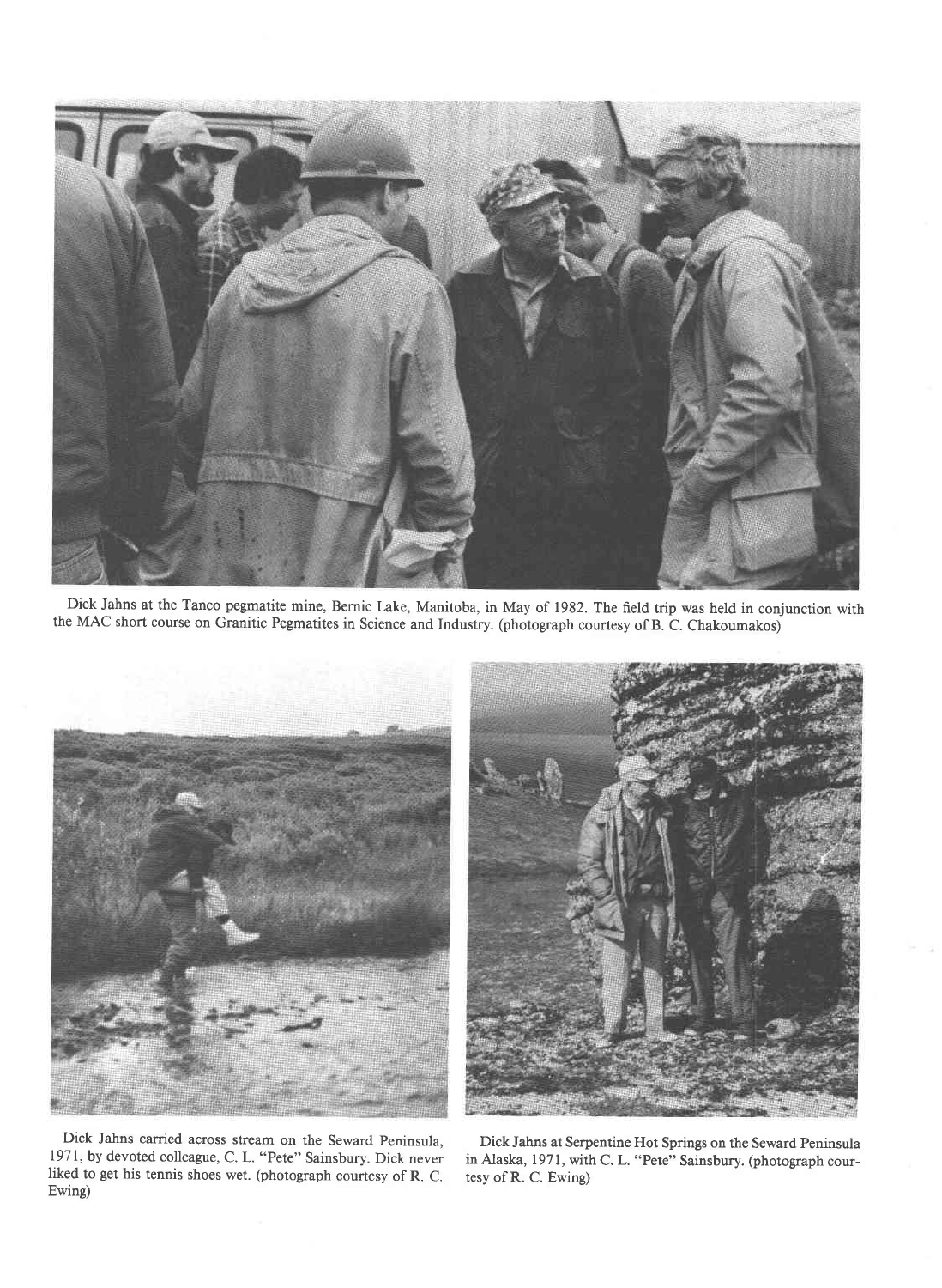Dick Jahns at the Tanco pegmatite mine, Bernic Lake, Manitoba, in May of 1982. The field trip was held in conjunction with the MAC short course on Granitic Pegmatites in Science and Industry. (photograph courtesy of B. C. Chakoumakos)

Dick Jahns carried across stream on the Seward Peninsula, 1971, by devoted colleague, C. L. "Pete" Sainsbury. Dick never liked to get his tennis shoes wet. (photograph courtesy of R. C. Ewing)

Dick Jahns at Serpentine Hot Springs on the Seward Peninsula in Alaska, 1971, with C. L. "Pete" Sainsbury. (photograph courtesy of R. C. Ewing)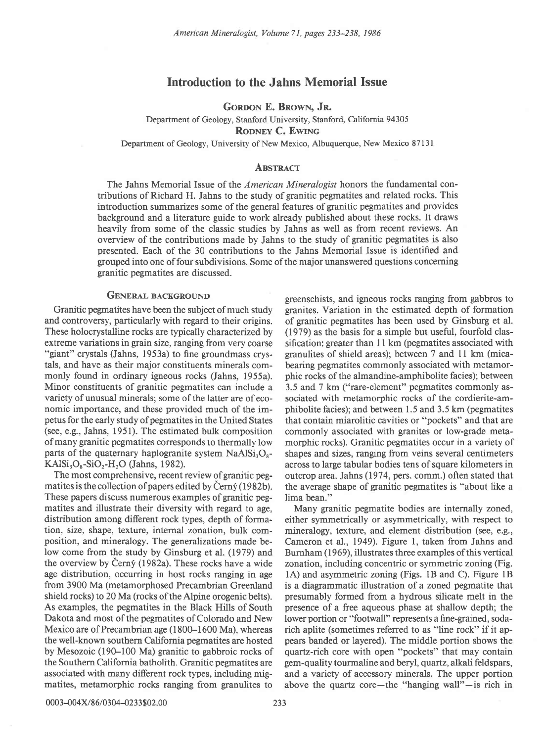# Introduction to the Jahns Memorial Issue

**Gordon E. Brown, Jr.**

Department of Geology, Stanford University, Stanford, California 94305

**Rodney C. Ewing**

Department of Geology, University of New Mexico, Albuquerque, New Mexico 87131

## Abstract

The Jahns Memorial Issue of the *American Mineralogist* honors the fundamental contributions of Richard H. Jahns to the study of granitic pegmatites and related rocks. This introduction summarizes some of the general features of granitic pegmatites and provides background and a literature guide to work already published about these rocks. It draws heavily from some of the classic studies by Jahns as well as from recent reviews. An overview of the contributions made by Jahns to the study of granitic pegmatites is also presented. Each of the 30 contributions to the Jahns Memorial Issue is identified and grouped into one of four subdivisions. Some of the major unanswered questions concerning granitic pegmatites are discussed.

## General background

Granitic pegmatites have been the subject of much study and controversy, particularly with regard to their origins. These holocrystalline rocks are typically characterized by extreme variations in grain size, ranging from very coarse "giant" crystals (Jahns, 1953a) to fine groundmass crystals, and have as their major constituents minerals commonly found in ordinary igneous rocks (Jahns, 1955a). Minor constituents of granitic pegmatites can include a variety of unusual minerals; some of the latter are of economic importance, and these provided much of the impetus for the early study of pegmatites in the United States (see, e.g., Jahns, 1951). The estimated bulk composition of many granitic pegmatites corresponds to thermally low parts of the quaternary haplogranite system $NaAlSi_3O_8$-$KAlSi_3O_8$-$SiO_2$-$H_2O$ (Jahns, 1982).

The most comprehensive, recent review of granitic pegmatites is the collection of papers edited by Černý (1982b). These papers discuss numerous examples of granitic pegmatites and illustrate their diversity with regard to age, distribution among different rock types, depth of formation, size, shape, texture, internal zonation, bulk composition, and mineralogy. The generalizations made below come from the study by Ginsburg et al. (1979) and the overview by Černý (1982a). These rocks have a wide age distribution, occurring in host rocks ranging in age from 3900 Ma (metamorphosed Precambrian Greenland shield rocks) to 20 Ma (rocks of the Alpine orogenic belts). As examples, the pegmatites in the Black Hills of South Dakota and most of the pegmatites of Colorado and New Mexico are of Precambrian age (1800–1600 Ma), whereas the well-known southern California pegmatites are hosted by Mesozoic (190–100 Ma) granitic to gabbroic rocks of the Southern California batholith. Granitic pegmatites are associated with many different rock types, including migmatites, metamorphic rocks ranging from granulites to greenschists, and igneous rocks ranging from gabbros to granites. Variation in the estimated depth of formation of granitic pegmatites has been used by Ginsburg et al. (1979) as the basis for a simple but useful, fourfold classification: greater than 11 km (pegmatites associated with granulites of shield areas); between 7 and 11 km (mica-bearing pegmatites commonly associated with metamorphic rocks of the almandine-amphibolite facies); between 3.5 and 7 km ("rare-element" pegmatites commonly associated with metamorphic rocks of the cordierite-amphibolite facies); and between 1.5 and 3.5 km (pegmatites that contain miarolitic cavities or "pockets" and that are commonly associated with granites or low-grade metamorphic rocks). Granitic pegmatites occur in a variety of shapes and sizes, ranging from veins several centimeters across to large tabular bodies tens of square kilometers in outcrop area. Jahns (1974, pers. comm.) often stated that the average shape of granitic pegmatites is "about like a lima bean."

Many granitic pegmatite bodies are internally zoned, either symmetrically or asymmetrically, with respect to mineralogy, texture, and element distribution (see, e.g., Cameron et al., 1949). Figure 1, taken from Jahns and Burnham (1969), illustrates three examples of this vertical zonation, including concentric or symmetric zoning (Fig. 1A) and asymmetric zoning (Figs. 1B and C). Figure 1B is a diagrammatic illustration of a zoned pegmatite that presumably formed from a hydrous silicate melt in the presence of a free aqueous phase at shallow depth; the lower portion or "footwall" represents a fine-grained, soda-rich aplite (sometimes referred to as "line rock" if it appears banded or layered). The middle portion shows the quartz-rich core with open "pockets" that may contain gem-quality tourmaline and beryl, quartz, alkali feldspars, and a variety of accessory minerals. The upper portion above the quartz core—the "hanging wall"—is rich in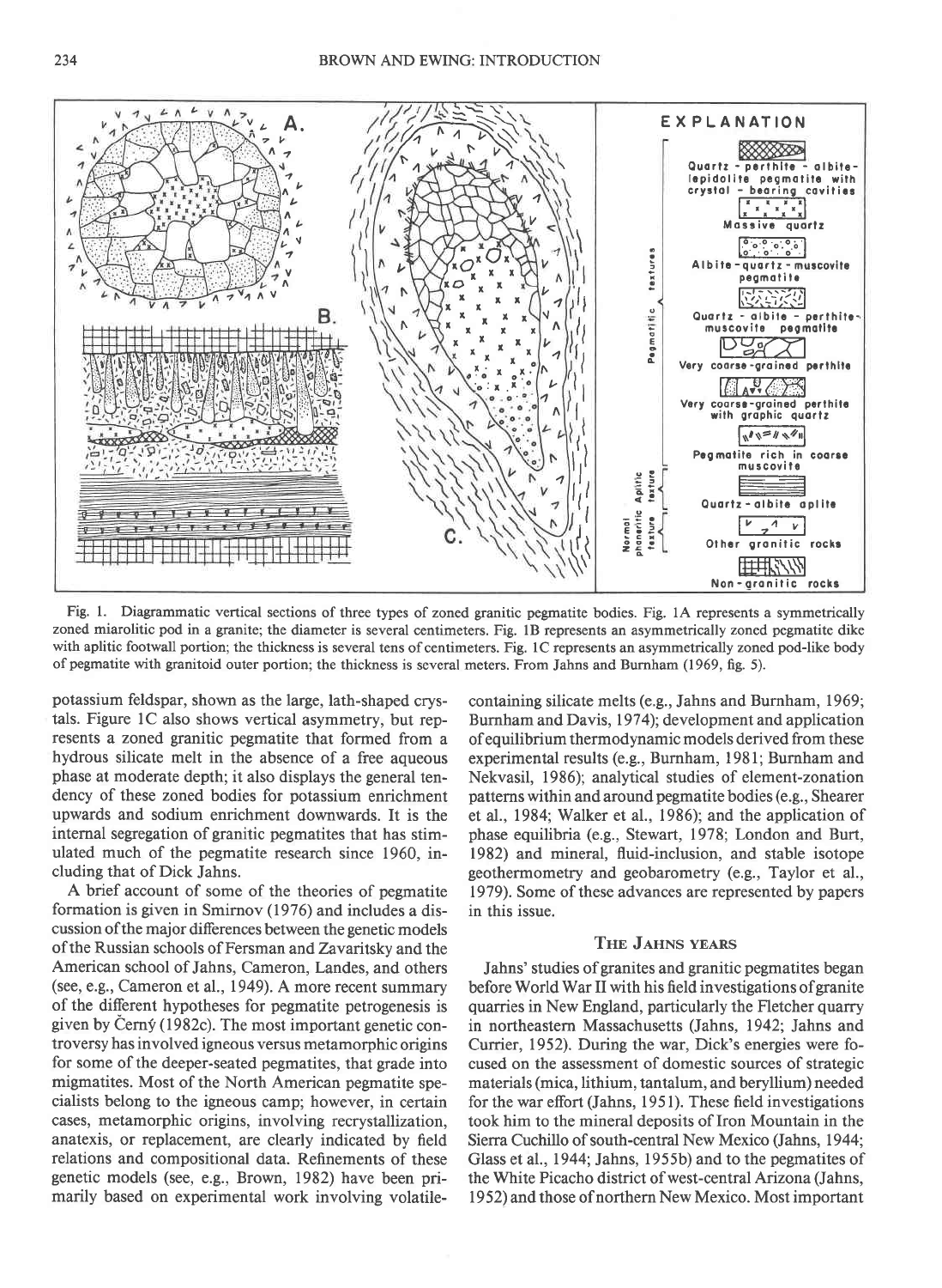Fig. 1. Diagrammatic vertical sections of three types of zoned granitic pegmatite bodies. Fig. 1A represents a symmetrically zoned miarolitic pod in a granite; the diameter is several centimeters. Fig. 1B represents an asymmetrically zoned pegmatite dike with aplitic footwall portion; the thickness is several tens of centimeters. Fig. 1C represents an asymmetrically zoned pod-like body of pegmatite with granitoid outer portion; the thickness is several meters. From Jahns and Burnham (1969, fig. 5).

potassium feldspar, shown as the large, lath-shaped crystals. Figure 1C also shows vertical asymmetry, but represents a zoned granitic pegmatite that formed from a hydrous silicate melt in the absence of a free aqueous phase at moderate depth; it also displays the general tendency of these zoned bodies for potassium enrichment upwards and sodium enrichment downwards. It is the internal segregation of granitic pegmatites that has stimulated much of the pegmatite research since 1960, including that of Dick Jahns.

A brief account of some of the theories of pegmatite formation is given in Smirnov (1976) and includes a discussion of the major differences between the genetic models of the Russian schools of Fersman and Zavaritsky and the American school of Jahns, Cameron, Landes, and others (see, e.g., Cameron et al., 1949). A more recent summary of the different hypotheses for pegmatite petrogenesis is given by Černý (1982c). The most important genetic controversy has involved igneous versus metamorphic origins for some of the deeper-seated pegmatites, that grade into migmatites. Most of the North American pegmatite specialists belong to the igneous camp; however, in certain cases, metamorphic origins, involving recrystallization, anatexis, or replacement, are clearly indicated by field relations and compositional data. Refinements of these genetic models (see, e.g., Brown, 1982) have been primarily based on experimental work involving volatile-containing silicate melts (e.g., Jahns and Burnham, 1969; Burnham and Davis, 1974); development and application of equilibrium thermodynamic models derived from these experimental results (e.g., Burnham, 1981; Burnham and Nekvasil, 1986); analytical studies of element-zonation patterns within and around pegmatite bodies (e.g., Shearer et al., 1984; Walker et al., 1986); and the application of phase equilibria (e.g., Stewart, 1978; London and Burt, 1982) and mineral, fluid-inclusion, and stable isotope geothermometry and geobarometry (e.g., Taylor et al., 1979). Some of these advances are represented by papers in this issue.

## The Jahns years

Jahns' studies of granites and granitic pegmatites began before World War II with his field investigations of granite quarries in New England, particularly the Fletcher quarry in northeastern Massachusetts (Jahns, 1942; Jahns and Currier, 1952). During the war, Dick's energies were focused on the assessment of domestic sources of strategic materials (mica, lithium, tantalum, and beryllium) needed for the war effort (Jahns, 1951). These field investigations took him to the mineral deposits of Iron Mountain in the Sierra Cuchillo of south-central New Mexico (Jahns, 1944; Glass et al., 1944; Jahns, 1955b) and to the pegmatites of the White Picacho district of west-central Arizona (Jahns, 1952) and those of northern New Mexico. Most important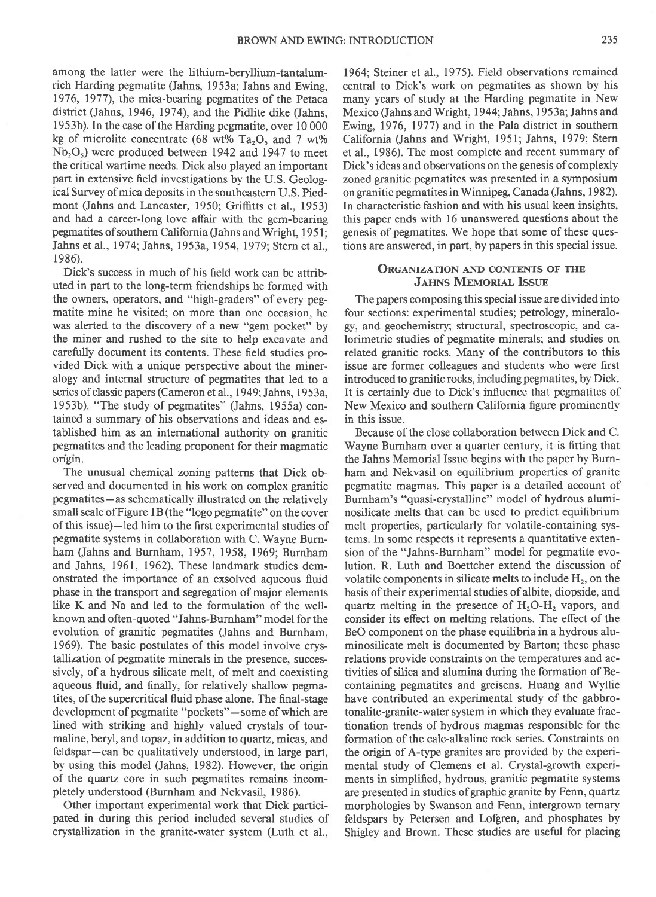among the latter were the lithium-beryllium-tantalum-rich Harding pegmatite (Jahns, 1953a; Jahns and Ewing, 1976, 1977), the mica-bearing pegmatites of the Petaca district (Jahns, 1946, 1974), and the Pidlite dike (Jahns, 1953b). In the case of the Harding pegmatite, over 10 000 kg of microlite concentrate (68 wt% $Ta_2O_5$ and 7 wt% $Nb_2O_5$) were produced between 1942 and 1947 to meet the critical wartime needs. Dick also played an important part in extensive field investigations by the U.S. Geological Survey of mica deposits in the southeastern U.S. Piedmont (Jahns and Lancaster, 1950; Griffitts et al., 1953) and had a career-long love affair with the gem-bearing pegmatites of southern California (Jahns and Wright, 1951; Jahns et al., 1974; Jahns, 1953a, 1954, 1979; Stern et al., 1986).

Dick's success in much of his field work can be attributed in part to the long-term friendships he formed with the owners, operators, and "high-graders" of every pegmatite mine he visited; on more than one occasion, he was alerted to the discovery of a new "gem pocket" by the miner and rushed to the site to help excavate and carefully document its contents. These field studies provided Dick with a unique perspective about the mineralogy and internal structure of pegmatites that led to a series of classic papers (Cameron et al., 1949; Jahns, 1953a, 1953b). "The study of pegmatites" (Jahns, 1955a) contained a summary of his observations and ideas and established him as an international authority on granitic pegmatites and the leading proponent for their magmatic origin.

The unusual chemical zoning patterns that Dick observed and documented in his work on complex granitic pegmatites—as schematically illustrated on the relatively small scale of Figure 1B (the "logo pegmatite" on the cover of this issue)—led him to the first experimental studies of pegmatite systems in collaboration with C. Wayne Burnham (Jahns and Burnham, 1957, 1958, 1969; Burnham and Jahns, 1961, 1962). These landmark studies demonstrated the importance of an exsolved aqueous fluid phase in the transport and segregation of major elements like K and Na and led to the formulation of the well-known and often-quoted "Jahns-Burnham" model for the evolution of granitic pegmatites (Jahns and Burnham, 1969). The basic postulates of this model involve crystallization of pegmatite minerals in the presence, successively, of a hydrous silicate melt, of melt and coexisting aqueous fluid, and finally, for relatively shallow pegmatites, of the supercritical fluid phase alone. The final-stage development of pegmatite "pockets"—some of which are lined with striking and highly valued crystals of tourmaline, beryl, and topaz, in addition to quartz, micas, and feldspar—can be qualitatively understood, in large part, by using this model (Jahns, 1982). However, the origin of the quartz core in such pegmatites remains incompletely understood (Burnham and Nekvasil, 1986).

Other important experimental work that Dick participated in during this period included several studies of crystallization in the granite-water system (Luth et al., 1964; Steiner et al., 1975). Field observations remained central to Dick's work on pegmatites as shown by his many years of study at the Harding pegmatite in New Mexico (Jahns and Wright, 1944; Jahns, 1953a; Jahns and Ewing, 1976, 1977) and in the Pala district in southern California (Jahns and Wright, 1951; Jahns, 1979; Stern et al., 1986). The most complete and recent summary of Dick's ideas and observations on the genesis of complexly zoned granitic pegmatites was presented in a symposium on granitic pegmatites in Winnipeg, Canada (Jahns, 1982). In characteristic fashion and with his usual keen insights, this paper ends with 16 unanswered questions about the genesis of pegmatites. We hope that some of these questions are answered, in part, by papers in this special issue.

## Organization and Contents of the Jahns Memorial Issue

The papers composing this special issue are divided into four sections: experimental studies; petrology, mineralogy, and geochemistry; structural, spectroscopic, and calorimetric studies of pegmatite minerals; and studies on related granitic rocks. Many of the contributors to this issue are former colleagues and students who were first introduced to granitic rocks, including pegmatites, by Dick. It is certainly due to Dick's influence that pegmatites of New Mexico and southern California figure prominently in this issue.

Because of the close collaboration between Dick and C. Wayne Burnham over a quarter century, it is fitting that the Jahns Memorial Issue begins with the paper by Burnham and Nekvasil on equilibrium properties of granite pegmatite magmas. This paper is a detailed account of Burnham's "quasi-crystalline" model of hydrous aluminosilicate melts that can be used to predict equilibrium melt properties, particularly for volatile-containing systems. In some respects it represents a quantitative extension of the "Jahns-Burnham" model for pegmatite evolution. R. Luth and Boettcher extend the discussion of volatile components in silicate melts to include $H_2$, on the basis of their experimental studies of albite, diopside, and quartz melting in the presence of $H_2O$-$H_2$ vapors, and consider its effect on melting relations. The effect of the BeO component on the phase equilibria in a hydrous aluminosilicate melt is documented by Barton; these phase relations provide constraints on the temperatures and activities of silica and alumina during the formation of Be-containing pegmatites and greisens. Huang and Wyllie have contributed an experimental study of the gabbro-tonalite-granite-water system in which they evaluate fractionation trends of hydrous magmas responsible for the formation of the calc-alkaline rock series. Constraints on the origin of A-type granites are provided by the experimental study of Clemens et al. Crystal-growth experiments in simplified, hydrous, granitic pegmatite systems are presented in studies of graphic granite by Fenn, quartz morphologies by Swanson and Fenn, intergrown ternary feldspars by Petersen and Lofgren, and phosphates by Shigley and Brown. These studies are useful for placing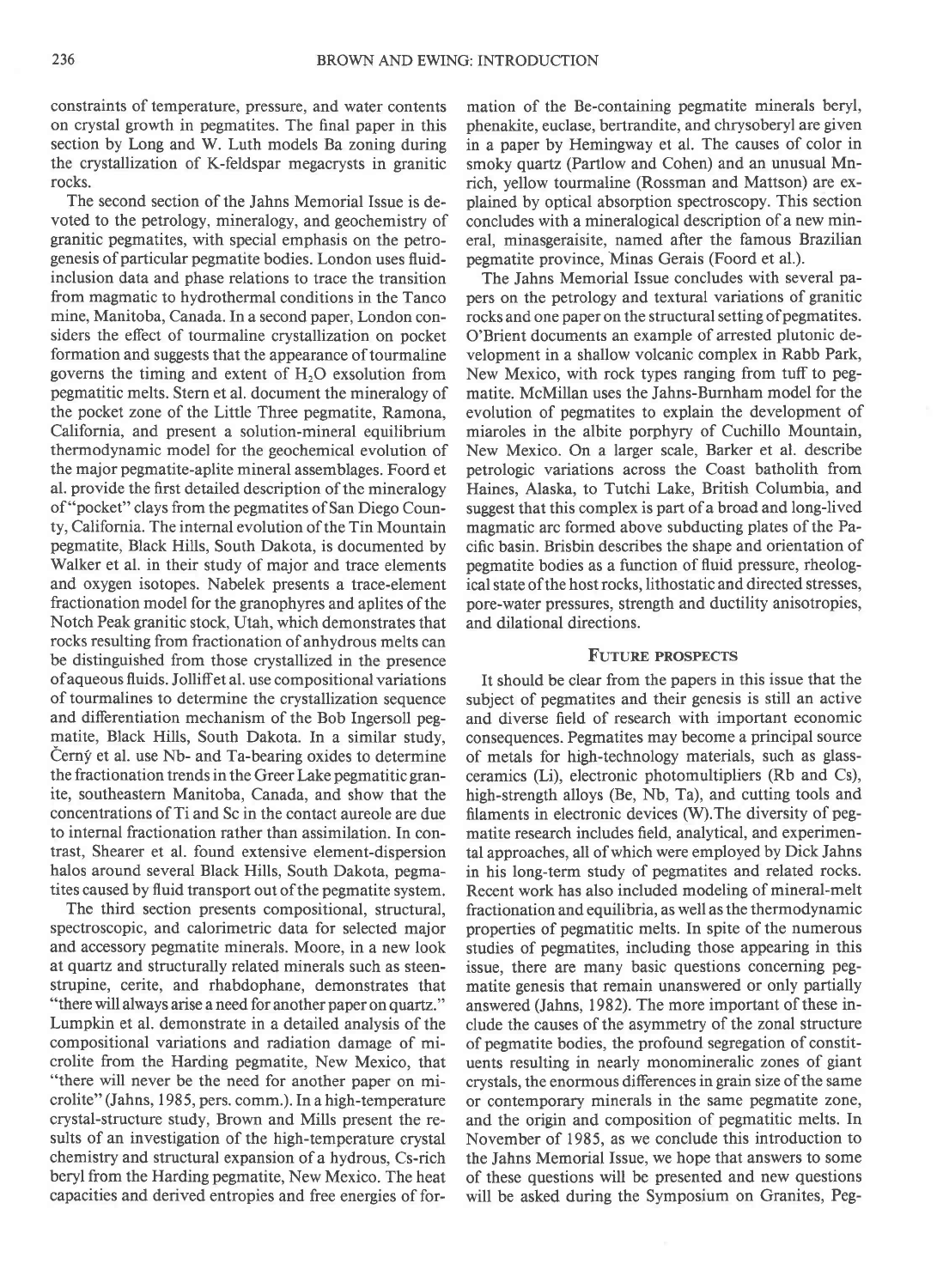constraints of temperature, pressure, and water contents on crystal growth in pegmatites. The final paper in this section by Long and W. Luth models Ba zoning during the crystallization of K-feldspar megacrysts in granitic rocks.

The second section of the Jahns Memorial Issue is devoted to the petrology, mineralogy, and geochemistry of granitic pegmatites, with special emphasis on the petrogenesis of particular pegmatite bodies. London uses fluid-inclusion data and phase relations to trace the transition from magmatic to hydrothermal conditions in the Tanco mine, Manitoba, Canada. In a second paper, London considers the effect of tourmaline crystallization on pocket formation and suggests that the appearance of tourmaline governs the timing and extent of $H_2O$ exsolution from pegmatitic melts. Stern et al. document the mineralogy of the pocket zone of the Little Three pegmatite, Ramona, California, and present a solution-mineral equilibrium thermodynamic model for the geochemical evolution of the major pegmatite-aplite mineral assemblages. Foord et al. provide the first detailed description of the mineralogy of "pocket" clays from the pegmatites of San Diego County, California. The internal evolution of the Tin Mountain pegmatite, Black Hills, South Dakota, is documented by Walker et al. in their study of major and trace elements and oxygen isotopes. Nabelek presents a trace-element fractionation model for the granophyres and aplites of the Notch Peak granitic stock, Utah, which demonstrates that rocks resulting from fractionation of anhydrous melts can be distinguished from those crystallized in the presence of aqueous fluids. Jolliff et al. use compositional variations of tourmalines to determine the crystallization sequence and differentiation mechanism of the Bob Ingersoll pegmatite, Black Hills, South Dakota. In a similar study, Černý et al. use Nb- and Ta-bearing oxides to determine the fractionation trends in the Greer Lake pegmatitic granite, southeastern Manitoba, Canada, and show that the concentrations of Ti and Sc in the contact aureole are due to internal fractionation rather than assimilation. In contrast, Shearer et al. found extensive element-dispersion halos around several Black Hills, South Dakota, pegmatites caused by fluid transport out of the pegmatite system.

The third section presents compositional, structural, spectroscopic, and calorimetric data for selected major and accessory pegmatite minerals. Moore, in a new look at quartz and structurally related minerals such as steenstrupine, cerite, and rhabdophane, demonstrates that "there will always arise a need for another paper on quartz." Lumpkin et al. demonstrate in a detailed analysis of the compositional variations and radiation damage of microlite from the Harding pegmatite, New Mexico, that "there will never be the need for another paper on microlite" (Jahns, 1985, pers. comm.). In a high-temperature crystal-structure study, Brown and Mills present the results of an investigation of the high-temperature crystal chemistry and structural expansion of a hydrous, Cs-rich beryl from the Harding pegmatite, New Mexico. The heat capacities and derived entropies and free energies of formation of the Be-containing pegmatite minerals beryl, phenakite, euclase, bertrandite, and chrysoberyl are given in a paper by Hemingway et al. The causes of color in smoky quartz (Partlow and Cohen) and an unusual Mn-rich, yellow tourmaline (Rossman and Mattson) are explained by optical absorption spectroscopy. This section concludes with a mineralogical description of a new mineral, minasgeraisite, named after the famous Brazilian pegmatite province, Minas Gerais (Foord et al.).

The Jahns Memorial Issue concludes with several papers on the petrology and textural variations of granitic rocks and one paper on the structural setting of pegmatites. O'Brient documents an example of arrested plutonic development in a shallow volcanic complex in Rabb Park, New Mexico, with rock types ranging from tuff to pegmatite. McMillan uses the Jahns-Burnham model for the evolution of pegmatites to explain the development of miaroles in the albite porphyry of Cuchillo Mountain, New Mexico. On a larger scale, Barker et al. describe petrologic variations across the Coast batholith from Haines, Alaska, to Tutchi Lake, British Columbia, and suggest that this complex is part of a broad and long-lived magmatic arc formed above subducting plates of the Pacific basin. Brisbin describes the shape and orientation of pegmatite bodies as a function of fluid pressure, rheological state of the host rocks, lithostatic and directed stresses, pore-water pressures, strength and ductility anisotropies, and dilational directions.

## Future prospects

It should be clear from the papers in this issue that the subject of pegmatites and their genesis is still an active and diverse field of research with important economic consequences. Pegmatites may become a principal source of metals for high-technology materials, such as glass-ceramics (Li), electronic photomultipliers (Rb and Cs), high-strength alloys (Be, Nb, Ta), and cutting tools and filaments in electronic devices (W). The diversity of pegmatite research includes field, analytical, and experimental approaches, all of which were employed by Dick Jahns in his long-term study of pegmatites and related rocks. Recent work has also included modeling of mineral-melt fractionation and equilibria, as well as the thermodynamic properties of pegmatitic melts. In spite of the numerous studies of pegmatites, including those appearing in this issue, there are many basic questions concerning pegmatite genesis that remain unanswered or only partially answered (Jahns, 1982). The more important of these include the causes of the asymmetry of the zonal structure of pegmatite bodies, the profound segregation of constituents resulting in nearly monomineralic zones of giant crystals, the enormous differences in grain size of the same or contemporary minerals in the same pegmatite zone, and the origin and composition of pegmatitic melts. In November of 1985, as we conclude this introduction to the Jahns Memorial Issue, we hope that answers to some of these questions will be presented and new questions will be asked during the Symposium on Granites, Peg-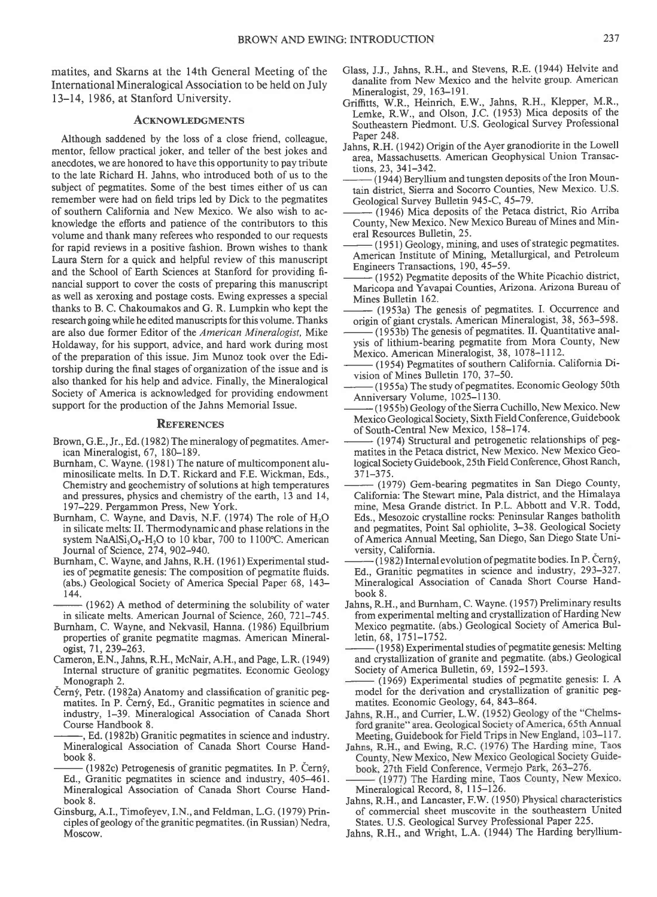matites, and Skarns at the 14th General Meeting of the International Mineralogical Association to be held on July 13–14, 1986, at Stanford University.

## Acknowledgments

Although saddened by the loss of a close friend, colleague, mentor, fellow practical joker, and teller of the best jokes and anecdotes, we are honored to have this opportunity to pay tribute to the late Richard H. Jahns, who introduced both of us to the subject of pegmatites. Some of the best times either of us can remember were had on field trips led by Dick to the pegmatites of southern California and New Mexico. We also wish to acknowledge the efforts and patience of the contributors to this volume and thank many referees who responded to our requests for rapid reviews in a positive fashion. Brown wishes to thank Laura Stern for a quick and helpful review of this manuscript and the School of Earth Sciences at Stanford for providing financial support to cover the costs of preparing this manuscript as well as xeroxing and postage costs. Ewing expresses a special thanks to B. C. Chakoumakos and G. R. Lumpkin who kept the research going while he edited manuscripts for this volume. Thanks are also due former Editor of the *American Mineralogist,* Mike Holdaway, for his support, advice, and hard work during most of the preparation of this issue. Jim Munoz took over the Editorship during the final stages of organization of the issue and is also thanked for his help and advice. Finally, the Mineralogical Society of America is acknowledged for providing endowment support for the production of the Jahns Memorial Issue.

## References

Brown, G.E., Jr., Ed. (1982) The mineralogy of pegmatites. American Mineralogist, 67, 180–189.

Burnham, C. Wayne. (1981) The nature of multicomponent aluminosilicate melts. In D.T. Rickard and F.E. Wickman, Eds., Chemistry and geochemistry of solutions at high temperatures and pressures, physics and chemistry of the earth, 13 and 14, 197–229. Pergammon Press, New York.

Burnham, C. Wayne, and Davis, N.F. (1974) The role of $H_2O$ in silicate melts: II. Thermodynamic and phase relations in the system $NaAlSi_3O_8$-$H_2O$ to 10 kbar, 700 to 1100°C. American Journal of Science, 274, 902–940.

Burnham, C. Wayne, and Jahns, R.H. (1961) Experimental studies of pegmatite genesis: The composition of pegmatite fluids. (abs.) Geological Society of America Special Paper 68, 143–144.

——— (1962) A method of determining the solubility of water in silicate melts. American Journal of Science, 260, 721–745.

Burnham, C. Wayne, and Nekvasil, Hanna. (1986) Equilbrium properties of granite pegmatite magmas. American Mineralogist, 71, 239–263.

Cameron, E.N., Jahns, R.H., McNair, A.H., and Page, L.R. (1949) Internal structure of granitic pegmatites. Economic Geology Monograph 2.

Černý, Petr. (1982a) Anatomy and classification of granitic pegmatites. In P. Černý, Ed., Granitic pegmatites in science and industry, 1–39. Mineralogical Association of Canada Short Course Handbook 8.

———, Ed. (1982b) Granitic pegmatites in science and industry. Mineralogical Association of Canada Short Course Handbook 8.

——— (1982c) Petrogenesis of granitic pegmatites. In P. Černý, Ed., Granitic pegmatites in science and industry, 405–461. Mineralogical Association of Canada Short Course Handbook 8.

Ginsburg, A.I., Timofeyev, I.N., and Feldman, L.G. (1979) Principles of geology of the granitic pegmatites. (in Russian) Nedra, Moscow.

Glass, J.J., Jahns, R.H., and Stevens, R.E. (1944) Helvite and danalite from New Mexico and the helvite group. American Mineralogist, 29, 163–191.

Griffitts, W.R., Heinrich, E.W., Jahns, R.H., Klepper, M.R., Lemke, R.W., and Olson, J.C. (1953) Mica deposits of the Southeastern Piedmont. U.S. Geological Survey Professional Paper 248.

Jahns, R.H. (1942) Origin of the Ayer granodiorite in the Lowell area, Massachusetts. American Geophysical Union Transactions, 23, 341–342.

——— (1944) Beryllium and tungsten deposits of the Iron Mountain district, Sierra and Socorro Counties, New Mexico. U.S. Geological Survey Bulletin 945-C, 45–79.

——— (1946) Mica deposits of the Petaca district, Rio Arriba County, New Mexico. New Mexico Bureau of Mines and Mineral Resources Bulletin, 25.

——— (1951) Geology, mining, and uses of strategic pegmatites. American Institute of Mining, Metallurgical, and Petroleum Engineers Transactions, 190, 45–59.

——— (1952) Pegmatite deposits of the White Picachio district, Maricopa and Yavapai Counties, Arizona. Arizona Bureau of Mines Bulletin 162.

——— (1953a) The genesis of pegmatites. I. Occurrence and origin of giant crystals. American Mineralogist, 38, 563–598.

——— (1953b) The genesis of pegmatites. II. Quantitative analysis of lithium-bearing pegmatite from Mora County, New Mexico. American Mineralogist, 38, 1078–1112.

——— (1954) Pegmatites of southern California. California Division of Mines Bulletin 170, 37–50.

——— (1955a) The study of pegmatites. Economic Geology 50th Anniversary Volume, 1025–1130.

——— (1955b) Geology of the Sierra Cuchillo, New Mexico. New Mexico Geological Society, Sixth Field Conference, Guidebook of South-Central New Mexico, 158–174.

——— (1974) Structural and petrogenetic relationships of pegmatites in the Petaca district, New Mexico. New Mexico Geological Society Guidebook, 25th Field Conference, Ghost Ranch, 371–375.

——— (1979) Gem-bearing pegmatites in San Diego County, California: The Stewart mine, Pala district, and the Himalaya mine, Mesa Grande district. In P.L. Abbott and V.R. Todd, Eds., Mesozoic crystalline rocks: Peninsular Ranges batholith and pegmatites, Point Sal ophiolite, 3–38. Geological Society of America Annual Meeting, San Diego, San Diego State University, California.

——— (1982) Internal evolution of pegmatite bodies. In P. Černý, Ed., Granitic pegmatites in science and industry, 293–327. Mineralogical Association of Canada Short Course Handbook 8.

Jahns, R.H., and Burnham, C. Wayne. (1957) Preliminary results from experimental melting and crystallization of Harding New Mexico pegmatite. (abs.) Geological Society of America Bulletin, 68, 1751–1752.

——— (1958) Experimental studies of pegmatite genesis: Melting and crystallization of granite and pegmatite. (abs.) Geological Society of America Bulletin, 69, 1592–1593.

——— (1969) Experimental studies of pegmatite genesis: I. A model for the derivation and crystallization of granitic pegmatites. Economic Geology, 64, 843–864.

Jahns, R.H., and Currier, L.W. (1952) Geology of the "Chelmsford granite" area. Geological Society of America, 65th Annual Meeting, Guidebook for Field Trips in New England, 103–117.

Jahns, R.H., and Ewing, R.C. (1976) The Harding mine, Taos County, New Mexico. New Mexico Geological Society Guidebook, 27th Field Conference, Vermejo Park, 263–276.

——— (1977) The Harding mine, Taos County, New Mexico. Mineralogical Record, 8, 115–126.

Jahns, R.H., and Lancaster, F.W. (1950) Physical characteristics of commercial sheet muscovite in the southeastern United States. U.S. Geological Survey Professional Paper 225.

Jahns, R.H., and Wright, L.A. (1944) The Harding beryllium-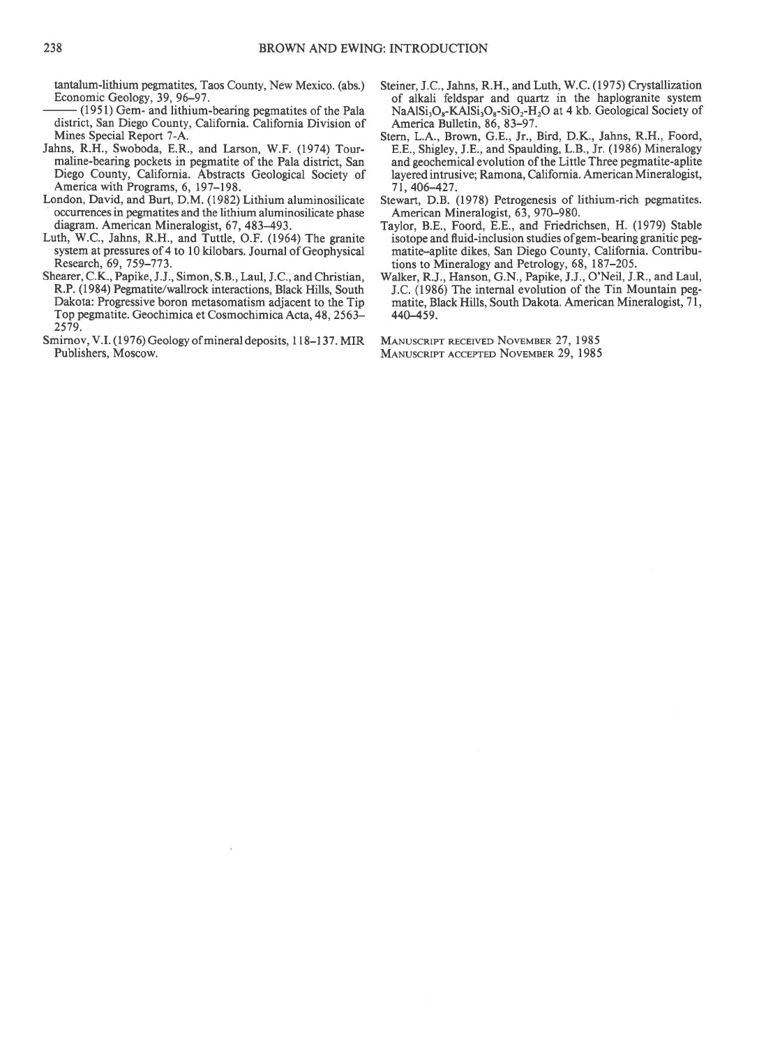tantalum-lithium pegmatites, Taos County, New Mexico. (abs.) Economic Geology, 39, 96–97.

——— (1951) Gem- and lithium-bearing pegmatites of the Pala district, San Diego County, California. California Division of Mines Special Report 7-A.

Jahns, R.H., Swoboda, E.R., and Larson, W.F. (1974) Tourmaline-bearing pockets in pegmatite of the Pala district, San Diego County, California. Abstracts Geological Society of America with Programs, 6, 197–198.

London, David, and Burt, D.M. (1982) Lithium aluminosilicate occurrences in pegmatites and the lithium aluminosilicate phase diagram. American Mineralogist, 67, 483–493.

Luth, W.C., Jahns, R.H., and Tuttle, O.F. (1964) The granite system at pressures of 4 to 10 kilobars. Journal of Geophysical Research, 69, 759–773.

Shearer, C.K., Papike, J.J., Simon, S.B., Laul, J.C., and Christian, R.P. (1984) Pegmatite/wallrock interactions, Black Hills, South Dakota: Progressive boron metasomatism adjacent to the Tip Top pegmatite. Geochimica et Cosmochimica Acta, 48, 2563–2579.

Smirnov, V.I. (1976) Geology of mineral deposits, 118–137. MIR Publishers, Moscow.

Steiner, J.C., Jahns, R.H., and Luth, W.C. (1975) Crystallization of alkali feldspar and quartz in the haplogranite system $NaAlSi_3O_8$-$KAlSi_3O_8$-$SiO_2$-$H_2O$ at 4 kb. Geological Society of America Bulletin, 86, 83–97.

Stern, L.A., Brown, G.E., Jr., Bird, D.K., Jahns, R.H., Foord, E.E., Shigley, J.E., and Spaulding, L.B., Jr. (1986) Mineralogy and geochemical evolution of the Little Three pegmatite-aplite layered intrusive; Ramona, California. American Mineralogist, 71, 406–427.

Stewart, D.B. (1978) Petrogenesis of lithium-rich pegmatites. American Mineralogist, 63, 970–980.

Taylor, B.E., Foord, E.E., and Friedrichsen, H. (1979) Stable isotope and fluid-inclusion studies of gem-bearing granitic pegmatite–aplite dikes, San Diego County, California. Contributions to Mineralogy and Petrology, 68, 187–205.

Walker, R.J., Hanson, G.N., Papike, J.J., O'Neil, J.R., and Laul, J.C. (1986) The internal evolution of the Tin Mountain pegmatite, Black Hills, South Dakota. American Mineralogist, 71, 440–459.

Manuscript received November 27, 1985
Manuscript accepted November 29, 1985